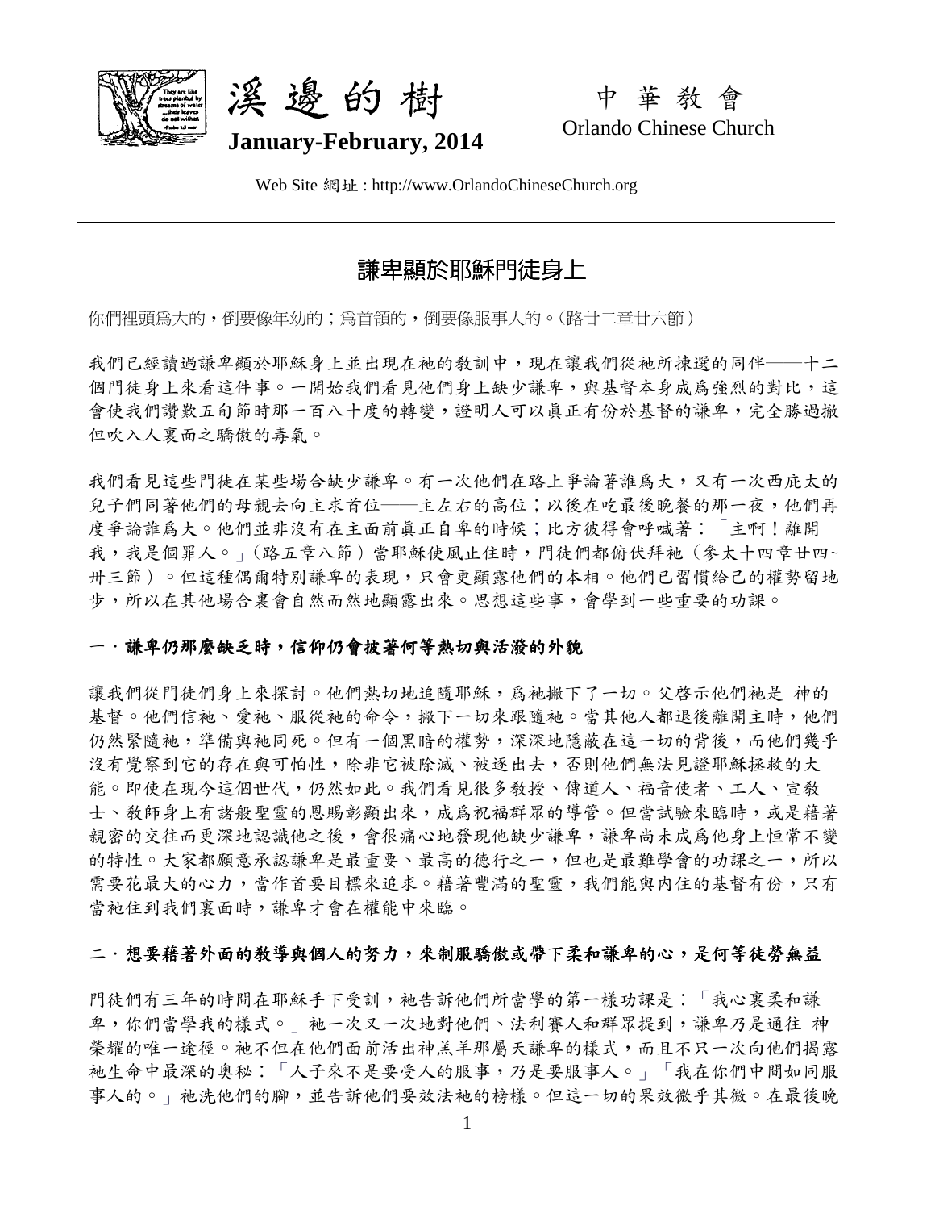溪邊的樹　　中華教會

**January-February, 2014**　　Orlando Chinese Church

Web Site 網址 : http://www.OrlandoChineseChurch.org

# 謙卑顯於耶穌門徒身上

你們裡頭爲大的，倒要像年幼的；爲首領的，倒要像服事人的。(路廿二章廿六節）

我們已經讀過謙卑顯於耶穌身上並出現在祂的教訓中，現在讓我們從祂所揀選的同伴——十二個門徒身上來看這件事。一開始我們看見他們身上缺少謙卑，與基督本身成爲強烈的對比，這會使我們讚歎五旬節時那一百八十度的轉變，證明人可以眞正有份於基督的謙卑，完全勝過撒但吹入人裏面之驕傲的毒氣。

我們看見這些門徒在某些場合缺少謙卑。有一次他們在路上爭論著誰爲大，又有一次西庇太的兒子們同著他們的母親去向主求首位——主左右的高位；以後在吃最後晚餐的那一夜，他們再度爭論誰爲大。他們並非沒有在主面前眞正自卑的時候；比方彼得會呼喊著：「主啊！離開我，我是個罪人。」(路五章八節）當耶穌使風止住時，門徒們都俯伏拜祂（參太十四章廿四~卅三節）。但這種偶爾特別謙卑的表現，只會更顯露他們的本相。他們已習慣給己的權勢留地步，所以在其他場合裏會自然而然地顯露出來。思想這些事，會學到一些重要的功課。

## 一．謙卑仍那麼缺乏時，信仰仍會披著何等熱切與活潑的外貌

讓我們從門徒們身上來探討。他們熱切地追隨耶穌，爲祂撇下了一切。父啓示他們祂是 神的基督。他們信祂、愛祂、服從祂的命令，撇下一切來跟隨祂。當其他人都退後離開主時，他們仍然緊隨祂，準備與祂同死。但有一個黑暗的權勢，深深地隱蔽在這一切的背後，而他們幾乎沒有覺察到它的存在與可怕性，除非它被除滅、被逐出去，否則他們無法見證耶穌拯救的大能。即使在現今這個世代，仍然如此。我們看見很多教授、傳道人、福音使者、工人、宣教士、教師身上有諸般聖靈的恩賜彰顯出來，成爲祝福群眾的導管。但當試驗來臨時，或是藉著親密的交往而更深地認識他之後，會很痛心地發現他缺少謙卑，謙卑尚未成爲他身上恒常不變的特性。大家都願意承認謙卑是最重要、最高的德行之一，但也是最難學會的功課之一，所以需要花最大的心力，當作首要目標來追求。藉著豐滿的聖靈，我們能與內住的基督有份，只有當祂住到我們裏面時，謙卑才會在權能中來臨。

## 二．想要藉著外面的教導與個人的努力，來制服驕傲或帶下柔和謙卑的心，是何等徒勞無益

門徒們有三年的時間在耶穌手下受訓，祂告訴他們所當學的第一樣功課是：「我心裏柔和謙卑，你們當學我的樣式。」祂一次又一次地對他們、法利賽人和群眾提到，謙卑乃是通往 神榮耀的唯一途徑。祂不但在他們面前活出神羔羊那屬天謙卑的樣式，而且不只一次向他們揭露祂生命中最深的奧秘：「人子來不是要受人的服事，乃是要服事人。」「我在你們中間如同服事人的。」祂洗他們的腳，並告訴他們要效法祂的榜樣。但這一切的果效微乎其微。在最後晚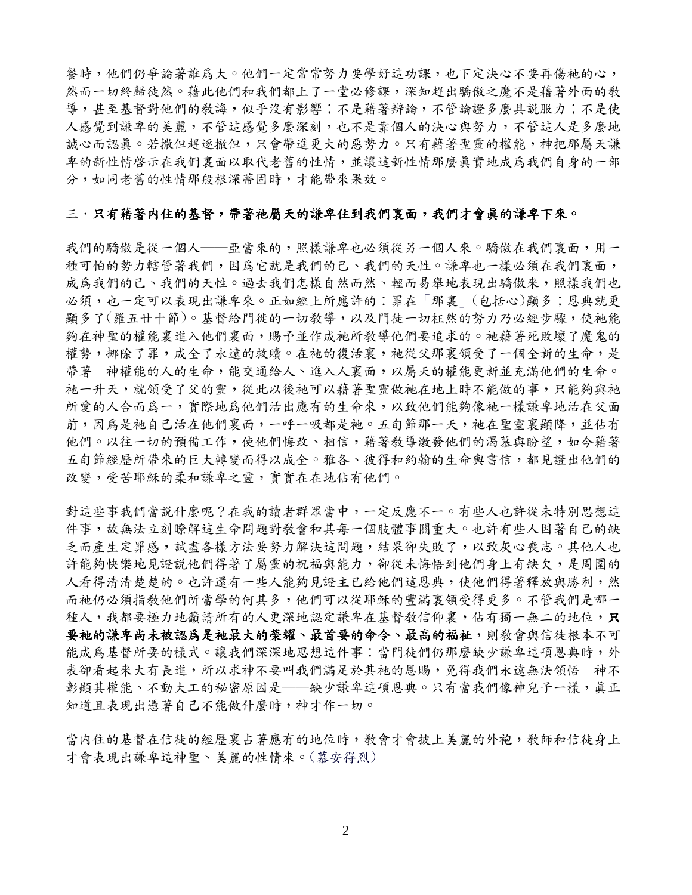餐時，他們仍爭論著誰為大。他們一定常常努力要學好這功課，也下定決心不要再傷祂的心，然而一切終歸徒然。藉此他們和我們都上了一堂必修課，深知趕出驕傲之魔不是藉著外面的教導，甚至基督對他們的教誨，似乎沒有影響；不是藉著辯論，不管論證多麼具說服力；不是使人感覺到謙卑的美麗，不管這感覺多麼深刻，也不是靠個人的決心與努力，不管這人是多麼地誠心而認真。若撒但趕逐撒但，只會帶進更大的惡勢力。只有藉著聖靈的權能，神把那屬天謙卑的新性情啟示在我們裏面以取代老舊的性情，並讓這新性情那麼真實地成為我們自身的一部分，如同老舊的性情那般根深蒂固時，才能帶來果效。

### 三．只有藉著內住的基督，帶著祂屬天的謙卑住到我們裏面，我們才會真的謙卑下來。

我們的驕傲是從一個人——亞當來的，照樣謙卑也必須從另一個人來。驕傲在我們裏面，用一種可怕的勢力轄管著我們，因為它就是我們的己、我們的天性。謙卑也一樣必須在我們裏面，成為我們的己、我們的天性。過去我們怎樣自然而然、輕而易舉地表現出驕傲來，照樣我們也必須，也一定可以表現出謙卑來。正如經上所應許的：罪在「那裏」(包括心)顯多；恩典就更顯多了(羅五廿十節)。基督給門徒的一切教導，以及門徒一切枉然的努力乃必經步驟，使祂能夠在神聖的權能裏進入他們裏面，賜予並作成祂所教導他們要追求的。祂藉著死敗壞了魔鬼的權勢，挪除了罪，成全了永遠的救贖。在祂的復活裏，祂從父那裏領受了一個全新的生命，是帶著　神權能的人的生命，能交通給人、進入人裏面，以屬天的權能更新並充滿他們的生命。祂一升天，就領受了父的靈，從此以後祂可以藉著聖靈做祂在地上時不能做的事，只能夠與祂所愛的人合而為一，實際地為他們活出應有的生命來，以致他們能夠像祂一樣謙卑地活在父面前，因為是祂自己活在他們裏面，一呼一吸都是祂。五旬節那一天，祂在聖靈裏顯降，並佔有他們。以往一切的預備工作，使他們悔改、相信，藉著教導激發他們的渴慕與盼望，如今藉著五旬節經歷所帶來的巨大轉變而得以成全。雅各、彼得和約翰的生命與書信，都見證出他們的改變，受苦耶穌的柔和謙卑之靈，實實在在地佔有他們。

對這些事我們當說什麼呢？在我的讀者群眾當中，一定反應不一。有些人也許從未特別思想這件事，故無法立刻瞭解這生命問題對教會和其每一個肢體事關重大。也許有些人因著自己的缺乏而產生定罪感，試盡各樣方法要努力解決這問題，結果卻失敗了，以致灰心喪志。其他人也許能夠快樂地見證說他們得著了屬靈的祝福與能力，卻從未悔悟到他們身上有缺欠，是周圍的人看得清清楚楚的。也許還有一些人能夠見證主已給他們這恩典，使他們得著釋放與勝利，然而祂仍必須指教他們所當學的何其多，他們可以從耶穌的豐滿裏領受得更多。不管我們是哪一種人，我都要極力地籲請所有的人更深地認定謙卑在基督教信仰裏，佔有獨一無二的地位，**只要祂的謙卑尚未被認為是祂最大的榮耀、最首要的命令、最高的福祉**，則教會與信徒根本不可能成為基督所要的樣式。讓我們深深地思想這件事：當門徒們仍那麼缺少謙卑這項恩典時，外表卻看起來大有長進，所以求神不要叫我們滿足於其祂的恩賜，免得我們永遠無法領悟　神不彰顯其權能、不動大工的秘密原因是——缺少謙卑這項恩典。只有當我們像神兒子一樣，真正知道且表現出憑著自己不能做什麼時，神才作一切。

當內住的基督在信徒的經歷裏占著應有的地位時，教會才會披上美麗的外袍，教師和信徒身上才會表現出謙卑這神聖、美麗的性情來。(慕安得烈)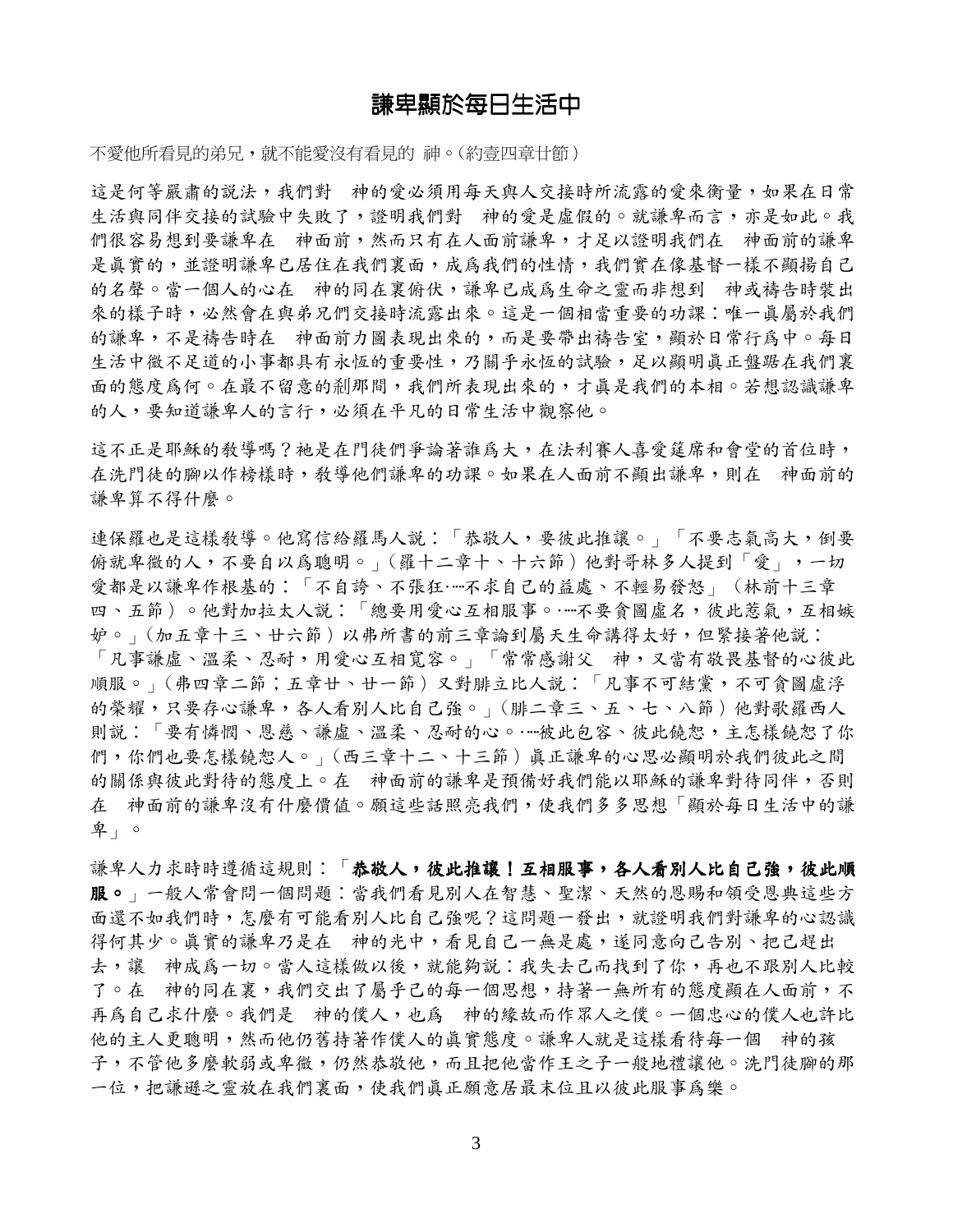## 謙卑顯於每日生活中

不愛他所看見的弟兄，就不能愛沒有看見的 神。(約壹四章廿節)

這是何等嚴肅的說法，我們對 神的愛必須用每天與人交接時所流露的愛來衡量，如果在日常生活與同伴交接的試驗中失敗了，證明我們對 神的愛是虛假的。就謙卑而言，亦是如此。我們很容易想到要謙卑在 神面前，然而只有在人面前謙卑，才足以證明我們在 神面前的謙卑是真實的，並證明謙卑已居住在我們裏面，成為我們的性情，我們實在像基督一樣不顯揚自己的名聲。當一個人的心在 神的同在裏俯伏，謙卑已成為生命之靈而非想到 神或禱告時裝出來的樣子時，必然會在與弟兄們交接時流露出來。這是一個相當重要的功課：唯一真屬於我們的謙卑，不是禱告時在 神面前力圖表現出來的，而是要帶出禱告室，顯於日常行為中。每日生活中微不足道的小事都具有永恆的重要性，乃關乎永恆的試驗，足以顯明真正盤踞在我們裏面的態度為何。在最不留意的剎那間，我們所表現出來的，才真是我們的本相。若想認識謙卑的人，要知道謙卑人的言行，必須在平凡的日常生活中觀察他。

這不正是耶穌的教導嗎？祂是在門徒們爭論著誰為大，在法利賽人喜愛筵席和會堂的首位時，在洗門徒的腳以作榜樣時，教導他們謙卑的功課。如果在人面前不顯出謙卑，則在 神面前的謙卑算不得什麼。

連保羅也是這樣教導。他寫信給羅馬人說：「恭敬人，要彼此推讓。」「不要志氣高大，倒要俯就卑微的人，不要自以為聰明。」(羅十二章十、十六節) 他對哥林多人提到「愛」，一切愛都是以謙卑作根基的：「不自誇、不張狂‧‧‧不求自己的益處、不輕易發怒」(林前十三章四、五節)。他對加拉太人說：「總要用愛心互相服事。‧‧‧不要貪圖虛名，彼此惹氣，互相嫉妒。」(加五章十三、廿六節) 以弗所書的前三章論到屬天生命講得太好，但緊接著他說：「凡事謙虛、溫柔、忍耐，用愛心互相寬容。」「常常感謝父 神，又當存敬畏基督的心彼此順服。」(弗四章二節；五章廿、廿一節) 又對腓立比人說：「凡事不可結黨，不可貪圖虛浮的榮耀，只要存心謙卑，各人看別人比自己強。」(腓二章三、五、七、八節) 他對歌羅西人則說：「要有憐憫、恩慈、謙虛、溫柔、忍耐的心。‧‧‧彼此包容、彼此饒恕，主怎樣饒恕了你們，你們也要怎樣饒恕人。」(西三章十二、十三節) 真正謙卑的心思必顯明於我們彼此之間的關係與彼此對待的態度上。在 神面前的謙卑是預備好我們能以耶穌的謙卑對待同伴，否則在 神面前的謙卑沒有什麼價值。願這些話照亮我們，使我們多多思想「顯於每日生活中的謙卑」。

謙卑人力求時時遵循這規則：「**恭敬人，彼此推讓！互相服事，各人看別人比自己強，彼此順服。**」一般人常會問一個問題：當我們看見別人在智慧、聖潔、天然的恩賜和領受恩典這些方面還不如我們時，怎麼有可能看別人比自己強呢？這問題一發出，就證明我們對謙卑的心認識得何其少。真實的謙卑乃是在 神的光中，看見自己一無是處，遂同意向己告別、把己趕出去，讓 神成為一切。當人這樣做以後，就能夠說：我失去己而找到了你，再也不跟別人比較了。在 神的同在裏，我們交出了屬乎己的每一個思想，持著一無所有的態度顯在人面前，不再為自己求什麼。我們是 神的僕人，也為 神的緣故而作眾人之僕。一個忠心的僕人也許比他的主人更聰明，然而他仍舊持著作僕人的真實態度。謙卑人就是這樣看待每一個 神的孩子，不管他多麼軟弱或卑微，仍然恭敬他，而且把他當作王之子一般地禮讓他。洗門徒腳的那一位，把謙遜之靈放在我們裏面，使我們真正願意居最末位且以彼此服事為樂。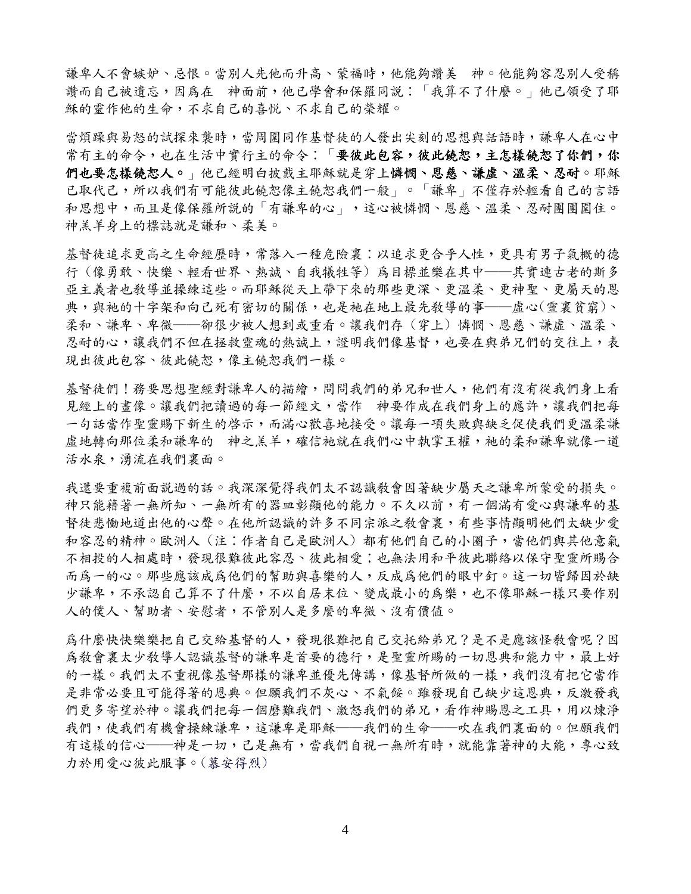謙卑人不會嫉妒、忌恨。當別人先他而升高、蒙福時，他能夠讚美　神。他能夠容忍別人受稱讚而自己被遺忘，因爲在　神面前，他已學會和保羅同說：「我算不了什麼。」他已領受了耶穌的靈作他的生命，不求自己的喜悅、不求自己的榮耀。

當煩躁與易怒的試探來襲時，當周圍同作基督徒的人發出尖刻的思想與話語時，謙卑人在心中常有主的命令，也在生活中實行主的命令：「**要彼此包容，彼此饒恕，主怎樣饒恕了你們，你們也要怎樣饒恕人。**」他已經明白披戴主耶穌就是穿上**憐憫、恩慈、謙虛、溫柔、忍耐**。耶穌已取代己，所以我們有可能彼此饒恕像主饒恕我們一般」。「謙卑」不僅存於輕看自己的言語和思想中，而且是像保羅所說的「有謙卑的心」，這心被憐憫、恩慈、溫柔、忍耐團團圍住。神羔羊身上的標誌就是謙和、柔美。

基督徒追求更高之生命經歷時，常落入一種危險裏：以追求更合乎人性，更具有男子氣概的德行（像勇敢、快樂、輕看世界、熱誠、自我犧牲等）爲目標並樂在其中——其實連古老的斯多亞主義者也教導並操練這些。而耶穌從天上帶下來的那些更深、更溫柔、更神聖、更屬天的恩典，與祂的十字架和向己死有密切的關係，也是祂在地上最先教導的事——虛心(靈裏貧窮)、柔和、謙卑、卑微——卻很少被人想到或重看。讓我們存（穿上）憐憫、恩慈、謙虛、溫柔、忍耐的心，讓我們不但在拯救靈魂的熱誠上，證明我們像基督，也要在與弟兄們的交往上，表現出彼此包容、彼此饒恕，像主饒恕我們一樣。

基督徒們！務要思想聖經對謙卑人的描繪，問問我們的弟兄和世人，他們有沒有從我們身上看見經上的畫像。讓我們把讀過的每一節經文，當作　神要作成在我們身上的應許，讓我們把每一句話當作聖靈賜下新生的啓示，而滿心歡喜地接受。讓每一項失敗與缺乏促使我們更溫柔謙虛地轉向那位柔和謙卑的　神之羔羊，確信祂就在我們心中執掌王權，祂的柔和謙卑就像一道活水泉，湧流在我們裏面。

我還要重複前面說過的話。我深深覺得我們太不認識教會因著缺少屬天之謙卑所蒙受的損失。神只能藉著一無所知、一無所有的器皿彰顯他的能力。不久以前，有一個滿有愛心與謙卑的基督徒悲慟地道出他的心聲。在他所認識的許多不同宗派之教會裏，有些事情顯明他們太缺少愛和容忍的精神。歐洲人（注：作者自己是歐洲人）都有他們自己的小圈子，當他們與其他意氣不相投的人相處時，發現很難彼此容忍、彼此相愛；也無法用和平彼此聯絡以保守聖靈所賜合而爲一的心。那些應該成爲他們的幫助與喜樂的人，反成爲他們的眼中釘。這一切皆歸因於缺少謙卑，不承認自己算不了什麼，不以自居末位、變成最小的爲樂，也不像耶穌一樣只要作別人的僕人、幫助者、安慰者，不管別人是多麼的卑微、沒有價值。

爲什麼快快樂樂把自己交給基督的人，發現很難把自己交托給弟兄？是不是應該怪教會呢？因爲教會裏太少教導人認識基督的謙卑是首要的德行，是聖靈所賜的一切恩典和能力中，最上好的一樣。我們太不重視像基督那樣的謙卑並優先傳講，像基督所做的一樣，我們沒有把它當作是非常必要且可能得著的恩典。但願我們不灰心、不氣餒。雖發現自己缺少這恩典，反激發我們更多寄望於神。讓我們把每一個磨難我們、激怒我們的弟兄，看作神賜恩之工具，用以煉淨我們，使我們有機會操練謙卑，這謙卑是耶穌——我們的生命——吹在我們裏面的。但願我們有這樣的信心——神是一切，己是無有，當我們自視一無所有時，就能靠著神的大能，專心致力於用愛心彼此服事。(慕安得烈)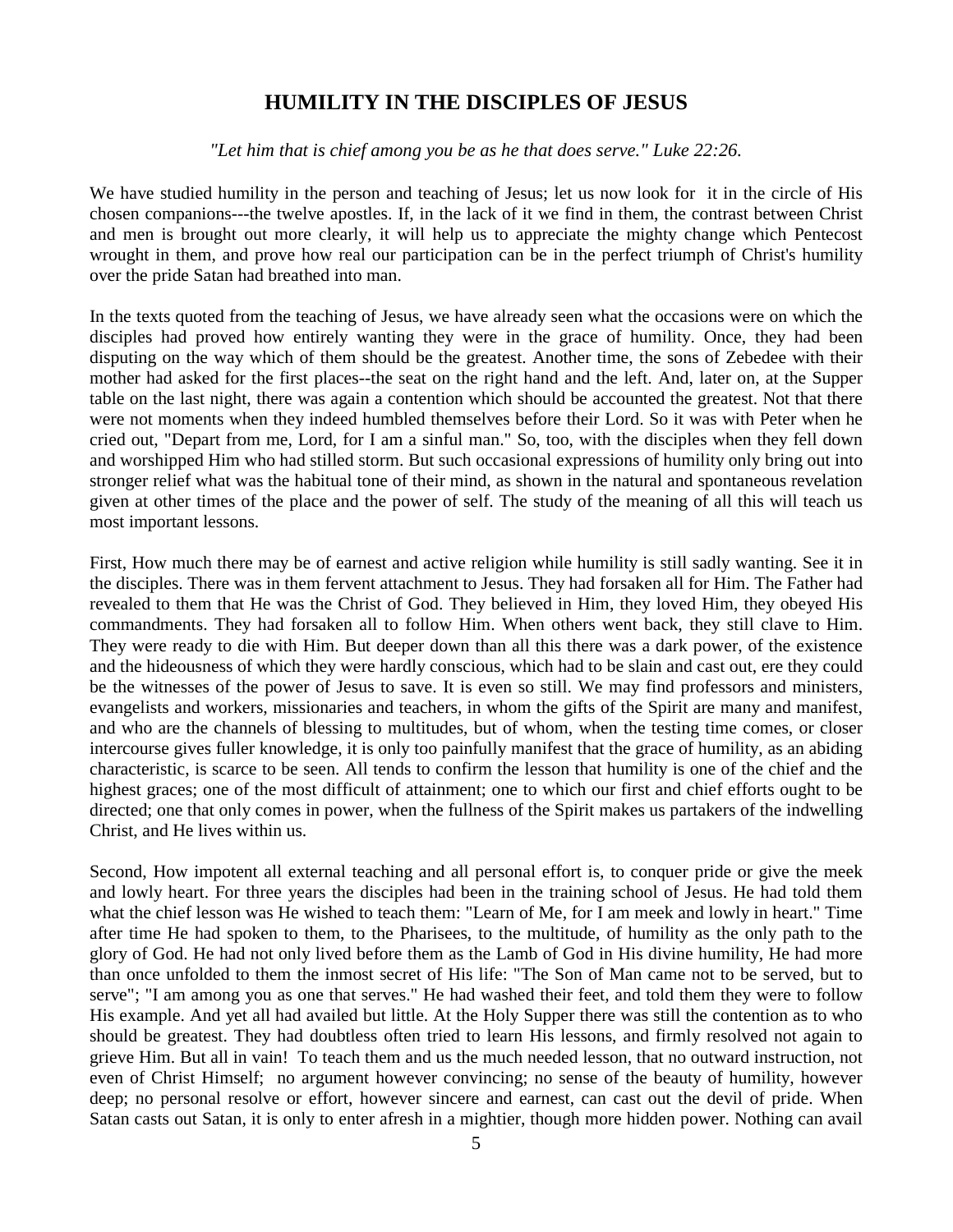## HUMILITY IN THE DISCIPLES OF JESUS

*"Let him that is chief among you be as he that does serve." Luke 22:26.*

We have studied humility in the person and teaching of Jesus; let us now look for it in the circle of His chosen companions---the twelve apostles. If, in the lack of it we find in them, the contrast between Christ and men is brought out more clearly, it will help us to appreciate the mighty change which Pentecost wrought in them, and prove how real our participation can be in the perfect triumph of Christ's humility over the pride Satan had breathed into man.

In the texts quoted from the teaching of Jesus, we have already seen what the occasions were on which the disciples had proved how entirely wanting they were in the grace of humility. Once, they had been disputing on the way which of them should be the greatest. Another time, the sons of Zebedee with their mother had asked for the first places--the seat on the right hand and the left. And, later on, at the Supper table on the last night, there was again a contention which should be accounted the greatest. Not that there were not moments when they indeed humbled themselves before their Lord. So it was with Peter when he cried out, "Depart from me, Lord, for I am a sinful man." So, too, with the disciples when they fell down and worshipped Him who had stilled storm. But such occasional expressions of humility only bring out into stronger relief what was the habitual tone of their mind, as shown in the natural and spontaneous revelation given at other times of the place and the power of self. The study of the meaning of all this will teach us most important lessons.

First, How much there may be of earnest and active religion while humility is still sadly wanting. See it in the disciples. There was in them fervent attachment to Jesus. They had forsaken all for Him. The Father had revealed to them that He was the Christ of God. They believed in Him, they loved Him, they obeyed His commandments. They had forsaken all to follow Him. When others went back, they still clave to Him. They were ready to die with Him. But deeper down than all this there was a dark power, of the existence and the hideousness of which they were hardly conscious, which had to be slain and cast out, ere they could be the witnesses of the power of Jesus to save. It is even so still. We may find professors and ministers, evangelists and workers, missionaries and teachers, in whom the gifts of the Spirit are many and manifest, and who are the channels of blessing to multitudes, but of whom, when the testing time comes, or closer intercourse gives fuller knowledge, it is only too painfully manifest that the grace of humility, as an abiding characteristic, is scarce to be seen. All tends to confirm the lesson that humility is one of the chief and the highest graces; one of the most difficult of attainment; one to which our first and chief efforts ought to be directed; one that only comes in power, when the fullness of the Spirit makes us partakers of the indwelling Christ, and He lives within us.

Second, How impotent all external teaching and all personal effort is, to conquer pride or give the meek and lowly heart. For three years the disciples had been in the training school of Jesus. He had told them what the chief lesson was He wished to teach them: "Learn of Me, for I am meek and lowly in heart." Time after time He had spoken to them, to the Pharisees, to the multitude, of humility as the only path to the glory of God. He had not only lived before them as the Lamb of God in His divine humility, He had more than once unfolded to them the inmost secret of His life: "The Son of Man came not to be served, but to serve"; "I am among you as one that serves." He had washed their feet, and told them they were to follow His example. And yet all had availed but little. At the Holy Supper there was still the contention as to who should be greatest. They had doubtless often tried to learn His lessons, and firmly resolved not again to grieve Him. But all in vain! To teach them and us the much needed lesson, that no outward instruction, not even of Christ Himself; no argument however convincing; no sense of the beauty of humility, however deep; no personal resolve or effort, however sincere and earnest, can cast out the devil of pride. When Satan casts out Satan, it is only to enter afresh in a mightier, though more hidden power. Nothing can avail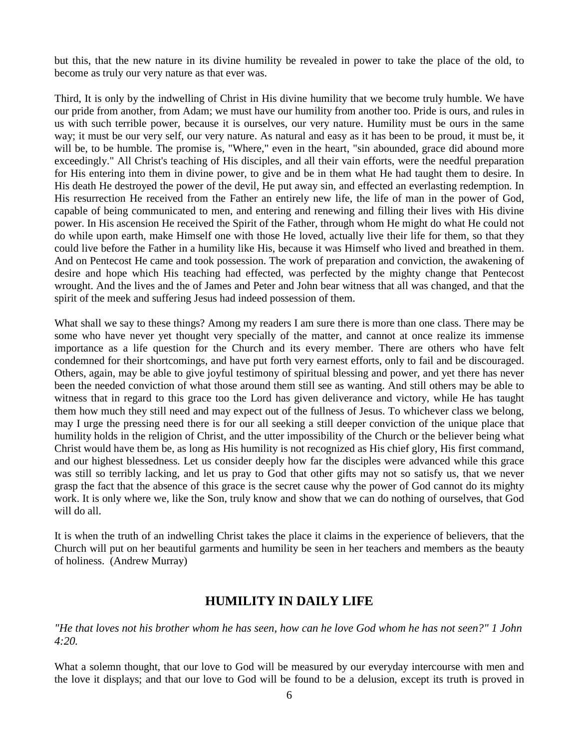but this, that the new nature in its divine humility be revealed in power to take the place of the old, to become as truly our very nature as that ever was.

Third, It is only by the indwelling of Christ in His divine humility that we become truly humble. We have our pride from another, from Adam; we must have our humility from another too. Pride is ours, and rules in us with such terrible power, because it is ourselves, our very nature. Humility must be ours in the same way; it must be our very self, our very nature. As natural and easy as it has been to be proud, it must be, it will be, to be humble. The promise is, "Where," even in the heart, "sin abounded, grace did abound more exceedingly." All Christ's teaching of His disciples, and all their vain efforts, were the needful preparation for His entering into them in divine power, to give and be in them what He had taught them to desire. In His death He destroyed the power of the devil, He put away sin, and effected an everlasting redemption. In His resurrection He received from the Father an entirely new life, the life of man in the power of God, capable of being communicated to men, and entering and renewing and filling their lives with His divine power. In His ascension He received the Spirit of the Father, through whom He might do what He could not do while upon earth, make Himself one with those He loved, actually live their life for them, so that they could live before the Father in a humility like His, because it was Himself who lived and breathed in them. And on Pentecost He came and took possession. The work of preparation and conviction, the awakening of desire and hope which His teaching had effected, was perfected by the mighty change that Pentecost wrought. And the lives and the of James and Peter and John bear witness that all was changed, and that the spirit of the meek and suffering Jesus had indeed possession of them.

What shall we say to these things? Among my readers I am sure there is more than one class. There may be some who have never yet thought very specially of the matter, and cannot at once realize its immense importance as a life question for the Church and its every member. There are others who have felt condemned for their shortcomings, and have put forth very earnest efforts, only to fail and be discouraged. Others, again, may be able to give joyful testimony of spiritual blessing and power, and yet there has never been the needed conviction of what those around them still see as wanting. And still others may be able to witness that in regard to this grace too the Lord has given deliverance and victory, while He has taught them how much they still need and may expect out of the fullness of Jesus. To whichever class we belong, may I urge the pressing need there is for our all seeking a still deeper conviction of the unique place that humility holds in the religion of Christ, and the utter impossibility of the Church or the believer being what Christ would have them be, as long as His humility is not recognized as His chief glory, His first command, and our highest blessedness. Let us consider deeply how far the disciples were advanced while this grace was still so terribly lacking, and let us pray to God that other gifts may not so satisfy us, that we never grasp the fact that the absence of this grace is the secret cause why the power of God cannot do its mighty work. It is only where we, like the Son, truly know and show that we can do nothing of ourselves, that God will do all.

It is when the truth of an indwelling Christ takes the place it claims in the experience of believers, that the Church will put on her beautiful garments and humility be seen in her teachers and members as the beauty of holiness. (Andrew Murray)

## HUMILITY IN DAILY LIFE

*"He that loves not his brother whom he has seen, how can he love God whom he has not seen?" 1 John 4:20.*

What a solemn thought, that our love to God will be measured by our everyday intercourse with men and the love it displays; and that our love to God will be found to be a delusion, except its truth is proved in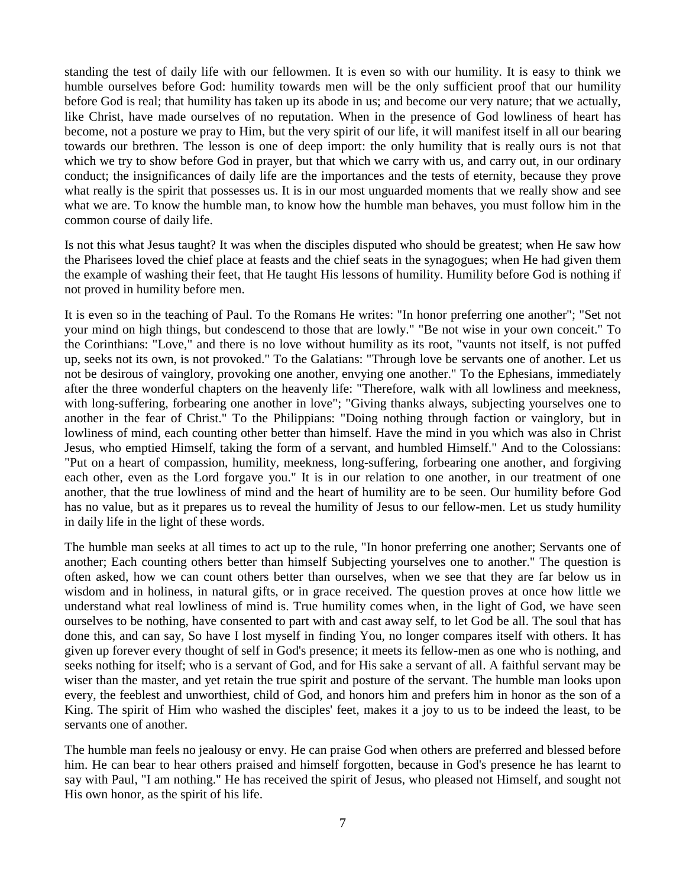standing the test of daily life with our fellowmen. It is even so with our humility. It is easy to think we humble ourselves before God: humility towards men will be the only sufficient proof that our humility before God is real; that humility has taken up its abode in us; and become our very nature; that we actually, like Christ, have made ourselves of no reputation. When in the presence of God lowliness of heart has become, not a posture we pray to Him, but the very spirit of our life, it will manifest itself in all our bearing towards our brethren. The lesson is one of deep import: the only humility that is really ours is not that which we try to show before God in prayer, but that which we carry with us, and carry out, in our ordinary conduct; the insignificances of daily life are the importances and the tests of eternity, because they prove what really is the spirit that possesses us. It is in our most unguarded moments that we really show and see what we are. To know the humble man, to know how the humble man behaves, you must follow him in the common course of daily life.

Is not this what Jesus taught? It was when the disciples disputed who should be greatest; when He saw how the Pharisees loved the chief place at feasts and the chief seats in the synagogues; when He had given them the example of washing their feet, that He taught His lessons of humility. Humility before God is nothing if not proved in humility before men.

It is even so in the teaching of Paul. To the Romans He writes: "In honor preferring one another"; "Set not your mind on high things, but condescend to those that are lowly." "Be not wise in your own conceit." To the Corinthians: "Love," and there is no love without humility as its root, "vaunts not itself, is not puffed up, seeks not its own, is not provoked." To the Galatians: "Through love be servants one of another. Let us not be desirous of vainglory, provoking one another, envying one another." To the Ephesians, immediately after the three wonderful chapters on the heavenly life: "Therefore, walk with all lowliness and meekness, with long-suffering, forbearing one another in love"; "Giving thanks always, subjecting yourselves one to another in the fear of Christ." To the Philippians: "Doing nothing through faction or vainglory, but in lowliness of mind, each counting other better than himself. Have the mind in you which was also in Christ Jesus, who emptied Himself, taking the form of a servant, and humbled Himself." And to the Colossians: "Put on a heart of compassion, humility, meekness, long-suffering, forbearing one another, and forgiving each other, even as the Lord forgave you." It is in our relation to one another, in our treatment of one another, that the true lowliness of mind and the heart of humility are to be seen. Our humility before God has no value, but as it prepares us to reveal the humility of Jesus to our fellow-men. Let us study humility in daily life in the light of these words.

The humble man seeks at all times to act up to the rule, "In honor preferring one another; Servants one of another; Each counting others better than himself Subjecting yourselves one to another." The question is often asked, how we can count others better than ourselves, when we see that they are far below us in wisdom and in holiness, in natural gifts, or in grace received. The question proves at once how little we understand what real lowliness of mind is. True humility comes when, in the light of God, we have seen ourselves to be nothing, have consented to part with and cast away self, to let God be all. The soul that has done this, and can say, So have I lost myself in finding You, no longer compares itself with others. It has given up forever every thought of self in God's presence; it meets its fellow-men as one who is nothing, and seeks nothing for itself; who is a servant of God, and for His sake a servant of all. A faithful servant may be wiser than the master, and yet retain the true spirit and posture of the servant. The humble man looks upon every, the feeblest and unworthiest, child of God, and honors him and prefers him in honor as the son of a King. The spirit of Him who washed the disciples' feet, makes it a joy to us to be indeed the least, to be servants one of another.

The humble man feels no jealousy or envy. He can praise God when others are preferred and blessed before him. He can bear to hear others praised and himself forgotten, because in God's presence he has learnt to say with Paul, "I am nothing." He has received the spirit of Jesus, who pleased not Himself, and sought not His own honor, as the spirit of his life.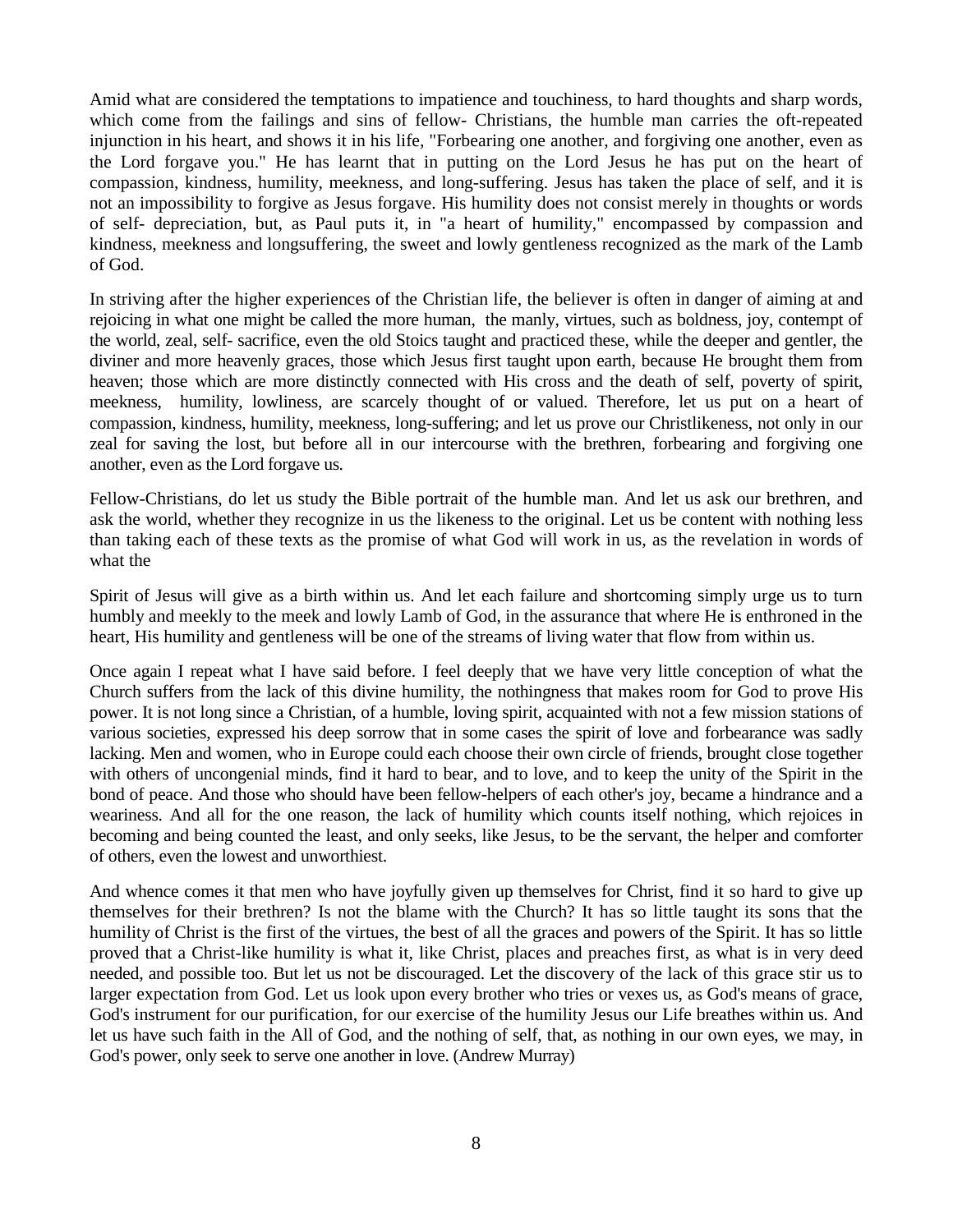Amid what are considered the temptations to impatience and touchiness, to hard thoughts and sharp words, which come from the failings and sins of fellow- Christians, the humble man carries the oft-repeated injunction in his heart, and shows it in his life, "Forbearing one another, and forgiving one another, even as the Lord forgave you." He has learnt that in putting on the Lord Jesus he has put on the heart of compassion, kindness, humility, meekness, and long-suffering. Jesus has taken the place of self, and it is not an impossibility to forgive as Jesus forgave. His humility does not consist merely in thoughts or words of self- depreciation, but, as Paul puts it, in "a heart of humility," encompassed by compassion and kindness, meekness and longsuffering, the sweet and lowly gentleness recognized as the mark of the Lamb of God.

In striving after the higher experiences of the Christian life, the believer is often in danger of aiming at and rejoicing in what one might be called the more human, the manly, virtues, such as boldness, joy, contempt of the world, zeal, self- sacrifice, even the old Stoics taught and practiced these, while the deeper and gentler, the diviner and more heavenly graces, those which Jesus first taught upon earth, because He brought them from heaven; those which are more distinctly connected with His cross and the death of self, poverty of spirit, meekness, humility, lowliness, are scarcely thought of or valued. Therefore, let us put on a heart of compassion, kindness, humility, meekness, long-suffering; and let us prove our Christlikeness, not only in our zeal for saving the lost, but before all in our intercourse with the brethren, forbearing and forgiving one another, even as the Lord forgave us.

Fellow-Christians, do let us study the Bible portrait of the humble man. And let us ask our brethren, and ask the world, whether they recognize in us the likeness to the original. Let us be content with nothing less than taking each of these texts as the promise of what God will work in us, as the revelation in words of what the

Spirit of Jesus will give as a birth within us. And let each failure and shortcoming simply urge us to turn humbly and meekly to the meek and lowly Lamb of God, in the assurance that where He is enthroned in the heart, His humility and gentleness will be one of the streams of living water that flow from within us.

Once again I repeat what I have said before. I feel deeply that we have very little conception of what the Church suffers from the lack of this divine humility, the nothingness that makes room for God to prove His power. It is not long since a Christian, of a humble, loving spirit, acquainted with not a few mission stations of various societies, expressed his deep sorrow that in some cases the spirit of love and forbearance was sadly lacking. Men and women, who in Europe could each choose their own circle of friends, brought close together with others of uncongenial minds, find it hard to bear, and to love, and to keep the unity of the Spirit in the bond of peace. And those who should have been fellow-helpers of each other's joy, became a hindrance and a weariness. And all for the one reason, the lack of humility which counts itself nothing, which rejoices in becoming and being counted the least, and only seeks, like Jesus, to be the servant, the helper and comforter of others, even the lowest and unworthiest.

And whence comes it that men who have joyfully given up themselves for Christ, find it so hard to give up themselves for their brethren? Is not the blame with the Church? It has so little taught its sons that the humility of Christ is the first of the virtues, the best of all the graces and powers of the Spirit. It has so little proved that a Christ-like humility is what it, like Christ, places and preaches first, as what is in very deed needed, and possible too. But let us not be discouraged. Let the discovery of the lack of this grace stir us to larger expectation from God. Let us look upon every brother who tries or vexes us, as God's means of grace, God's instrument for our purification, for our exercise of the humility Jesus our Life breathes within us. And let us have such faith in the All of God, and the nothing of self, that, as nothing in our own eyes, we may, in God's power, only seek to serve one another in love. (Andrew Murray)